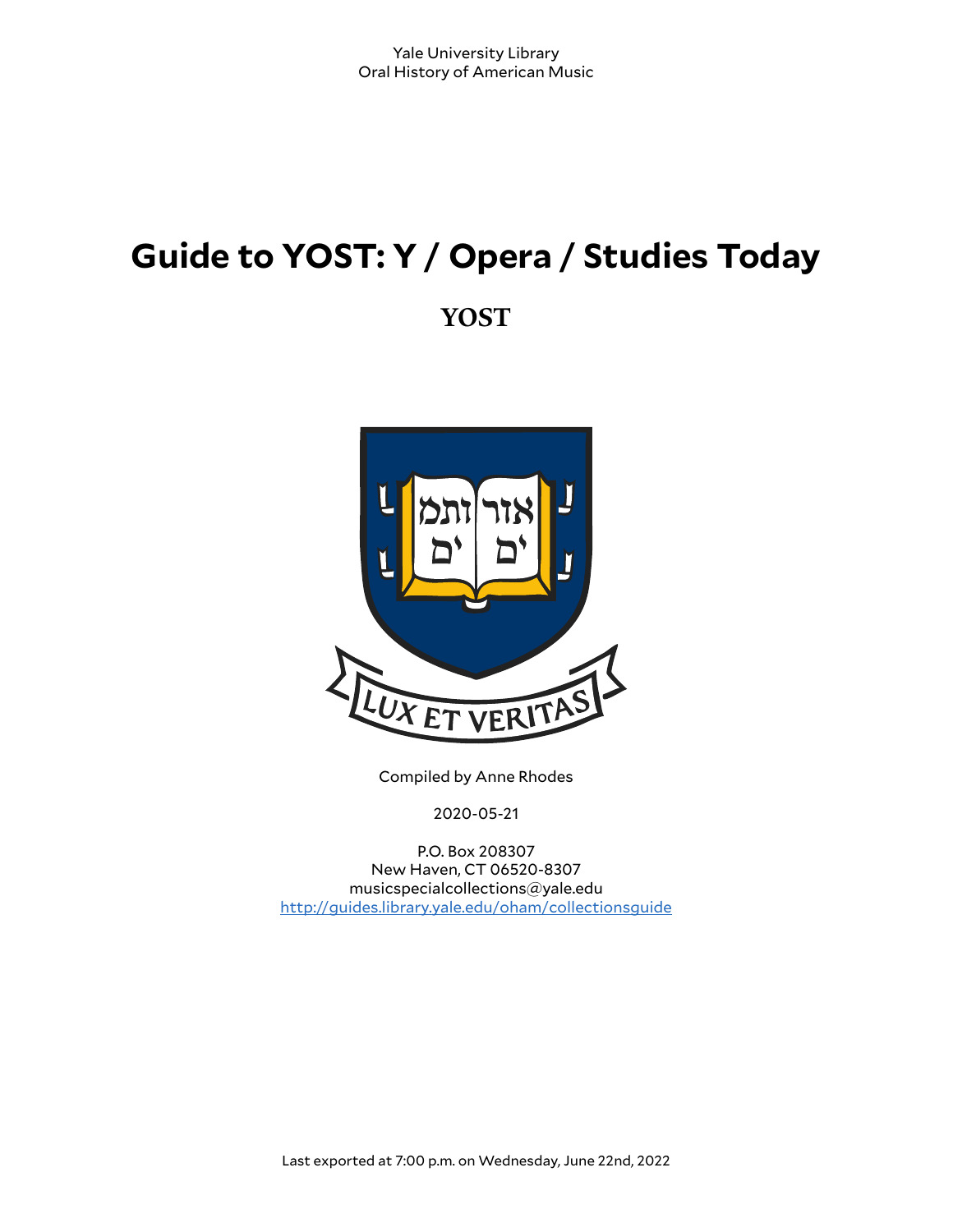Yale University Library
Oral History of American Music

# Guide to YOST: Y / Opera / Studies Today

## YOST

Compiled by Anne Rhodes

2020-05-21

P.O. Box 208307
New Haven, CT 06520-8307
musicspecialcollections@yale.edu
http://guides.library.yale.edu/oham/collectionsguide

Last exported at 7:00 p.m. on Wednesday, June 22nd, 2022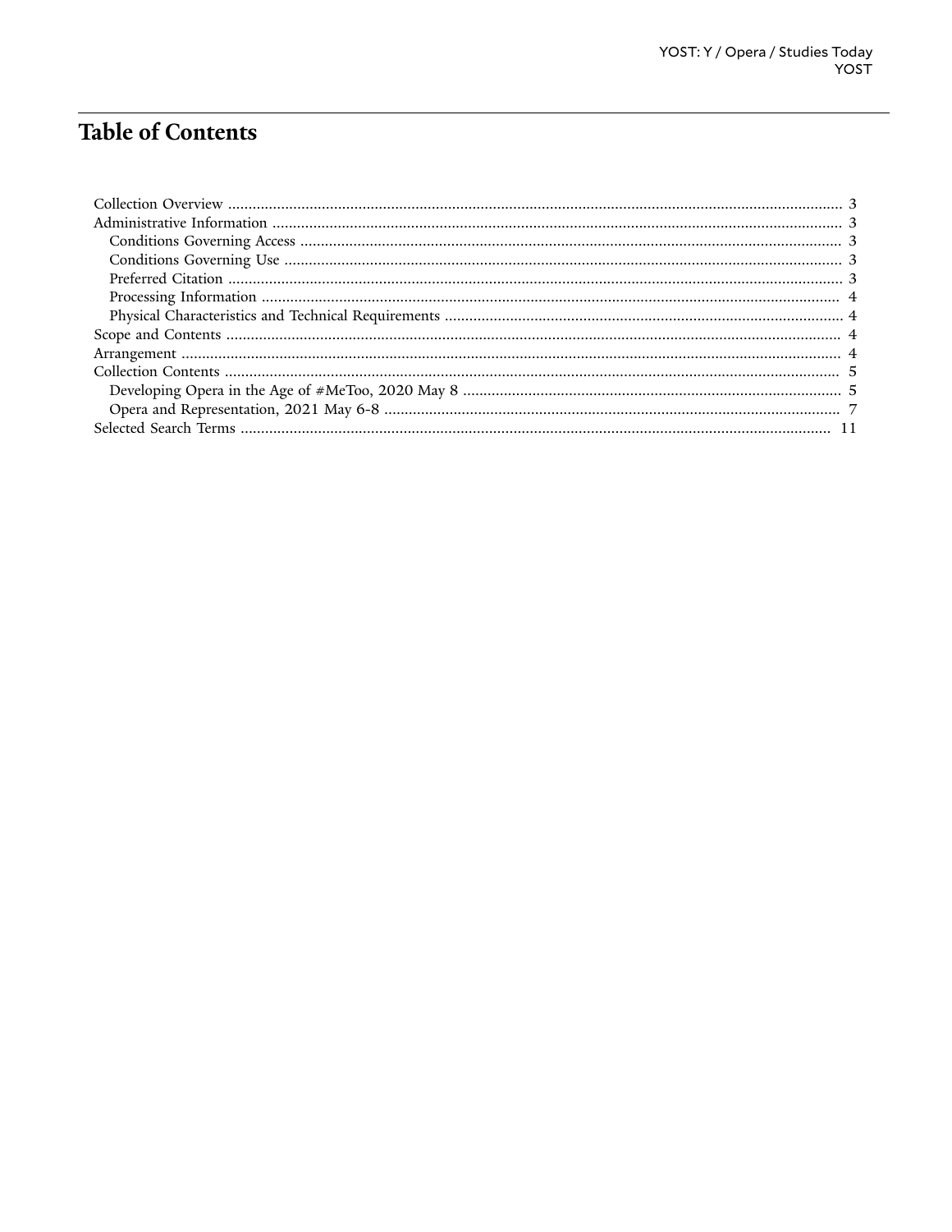# Table of Contents

- Collection Overview ........................................ 3
- Administrative Information ........................................ 3
  - Conditions Governing Access ........................................ 3
  - Conditions Governing Use ........................................ 3
  - Preferred Citation ........................................ 3
  - Processing Information ........................................ 4
  - Physical Characteristics and Technical Requirements ........................................ 4
- Scope and Contents ........................................ 4
- Arrangement ........................................ 4
- Collection Contents ........................................ 5
  - Developing Opera in the Age of #MeToo, 2020 May 8 ........................................ 5
  - Opera and Representation, 2021 May 6-8 ........................................ 7
- Selected Search Terms ........................................ 11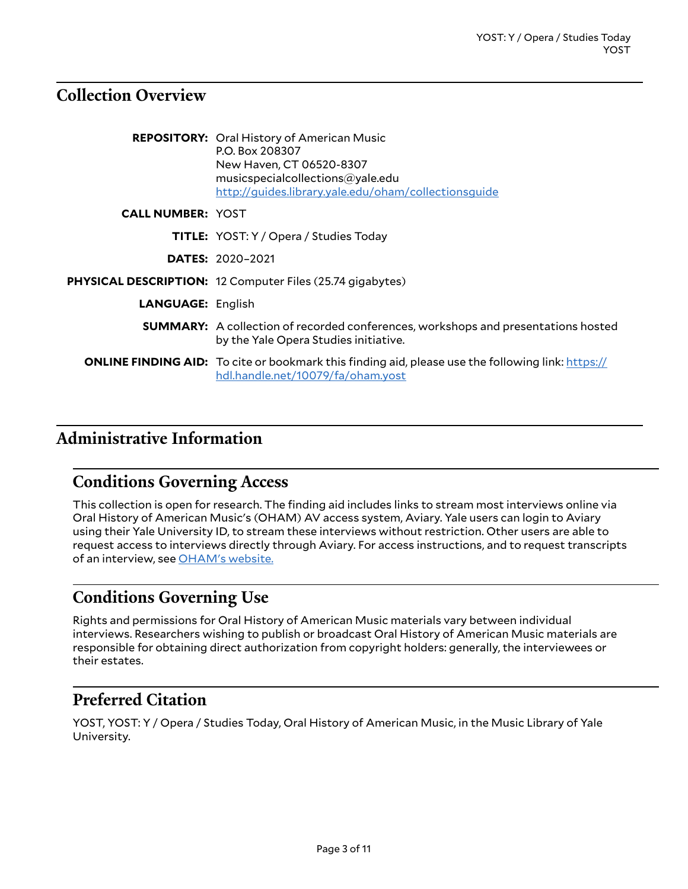## Collection Overview

**REPOSITORY:** Oral History of American Music
P.O. Box 208307
New Haven, CT 06520-8307
musicspecialcollections@yale.edu
[http://guides.library.yale.edu/oham/collectionsguide](http://guides.library.yale.edu/oham/collectionsguide)

**CALL NUMBER:** YOST

**TITLE:** YOST: Y / Opera / Studies Today

**DATES:** 2020–2021

**PHYSICAL DESCRIPTION:** 12 Computer Files (25.74 gigabytes)

**LANGUAGE:** English

**SUMMARY:** A collection of recorded conferences, workshops and presentations hosted by the Yale Opera Studies initiative.

**ONLINE FINDING AID:** To cite or bookmark this finding aid, please use the following link: [https://hdl.handle.net/10079/fa/oham.yost](https://hdl.handle.net/10079/fa/oham.yost)

## Administrative Information

### Conditions Governing Access

This collection is open for research. The finding aid includes links to stream most interviews online via Oral History of American Music's (OHAM) AV access system, Aviary. Yale users can login to Aviary using their Yale University ID, to stream these interviews without restriction. Other users are able to request access to interviews directly through Aviary. For access instructions, and to request transcripts of an interview, see [OHAM's website.]()

### Conditions Governing Use

Rights and permissions for Oral History of American Music materials vary between individual interviews. Researchers wishing to publish or broadcast Oral History of American Music materials are responsible for obtaining direct authorization from copyright holders: generally, the interviewees or their estates.

### Preferred Citation

YOST, YOST: Y / Opera / Studies Today, Oral History of American Music, in the Music Library of Yale University.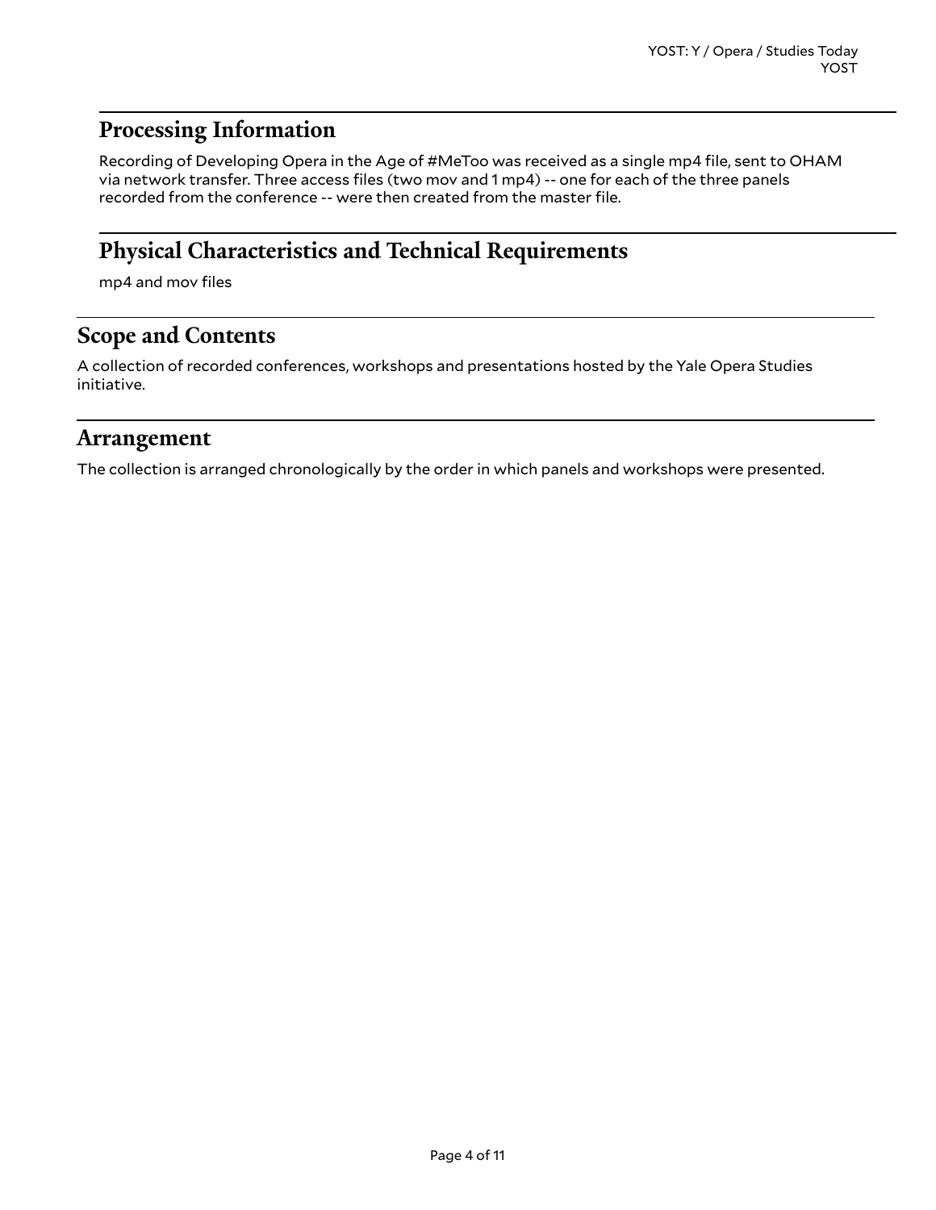## Processing Information

Recording of Developing Opera in the Age of #MeToo was received as a single mp4 file, sent to OHAM via network transfer. Three access files (two mov and 1 mp4) -- one for each of the three panels recorded from the conference -- were then created from the master file.

## Physical Characteristics and Technical Requirements

mp4 and mov files

## Scope and Contents

A collection of recorded conferences, workshops and presentations hosted by the Yale Opera Studies initiative.

## Arrangement

The collection is arranged chronologically by the order in which panels and workshops were presented.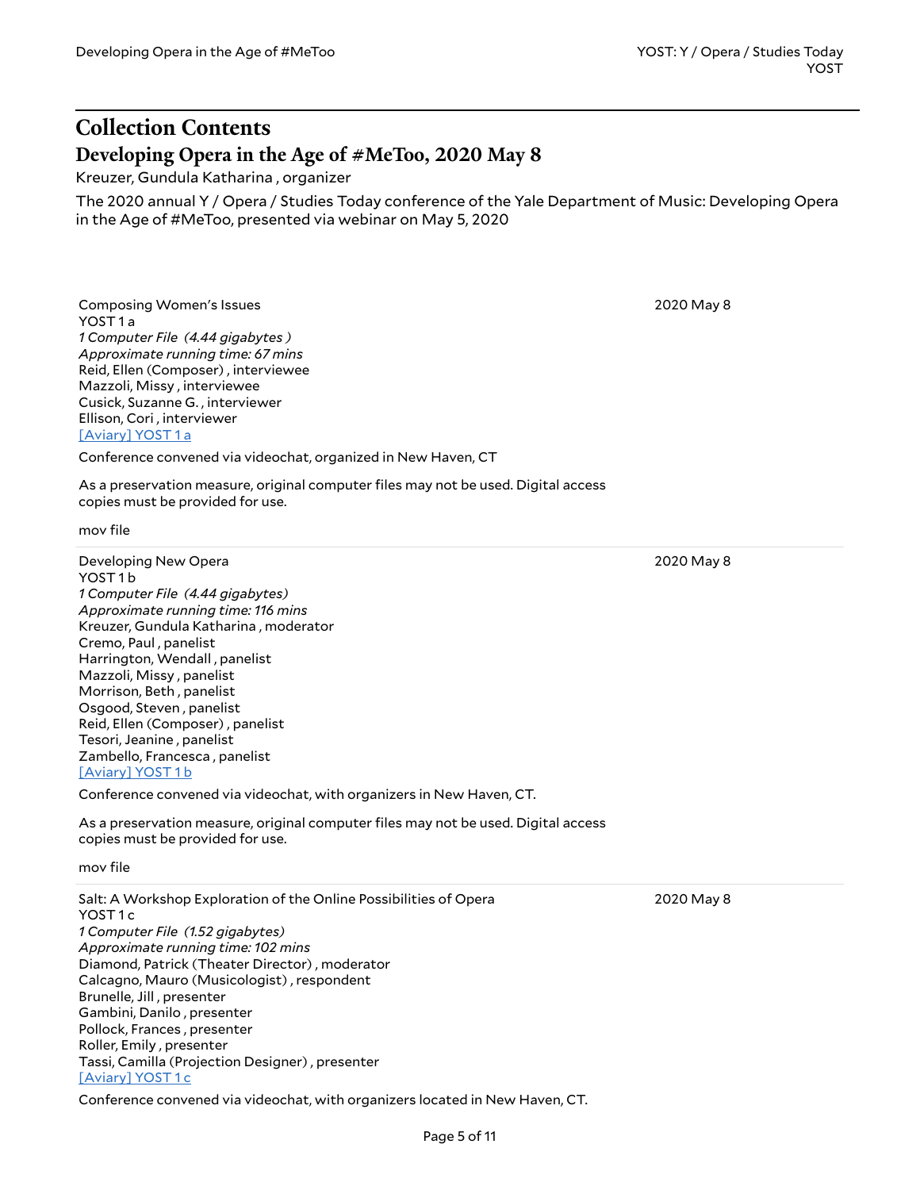# Collection Contents

## Developing Opera in the Age of #MeToo, 2020 May 8

Kreuzer, Gundula Katharina , organizer

The 2020 annual Y / Opera / Studies Today conference of the Yale Department of Music: Developing Opera in the Age of #MeToo, presented via webinar on May 5, 2020

---

Composing Women's Issues — 2020 May 8
YOST 1 a
*1 Computer File (4.44 gigabytes )*
*Approximate running time: 67 mins*
Reid, Ellen (Composer) , interviewee
Mazzoli, Missy , interviewee
Cusick, Suzanne G. , interviewer
Ellison, Cori , interviewer
[Aviary] YOST 1 a

Conference convened via videochat, organized in New Haven, CT

As a preservation measure, original computer files may not be used. Digital access copies must be provided for use.

mov file

---

Developing New Opera — 2020 May 8
YOST 1 b
*1 Computer File (4.44 gigabytes)*
*Approximate running time: 116 mins*
Kreuzer, Gundula Katharina , moderator
Cremo, Paul , panelist
Harrington, Wendall , panelist
Mazzoli, Missy , panelist
Morrison, Beth , panelist
Osgood, Steven , panelist
Reid, Ellen (Composer) , panelist
Tesori, Jeanine , panelist
Zambello, Francesca , panelist
[Aviary] YOST 1 b

Conference convened via videochat, with organizers in New Haven, CT.

As a preservation measure, original computer files may not be used. Digital access copies must be provided for use.

mov file

---

Salt: A Workshop Exploration of the Online Possibilities of Opera — 2020 May 8
YOST 1 c
*1 Computer File (1.52 gigabytes)*
*Approximate running time: 102 mins*
Diamond, Patrick (Theater Director) , moderator
Calcagno, Mauro (Musicologist) , respondent
Brunelle, Jill , presenter
Gambini, Danilo , presenter
Pollock, Frances , presenter
Roller, Emily , presenter
Tassi, Camilla (Projection Designer) , presenter
[Aviary] YOST 1 c

Conference convened via videochat, with organizers located in New Haven, CT.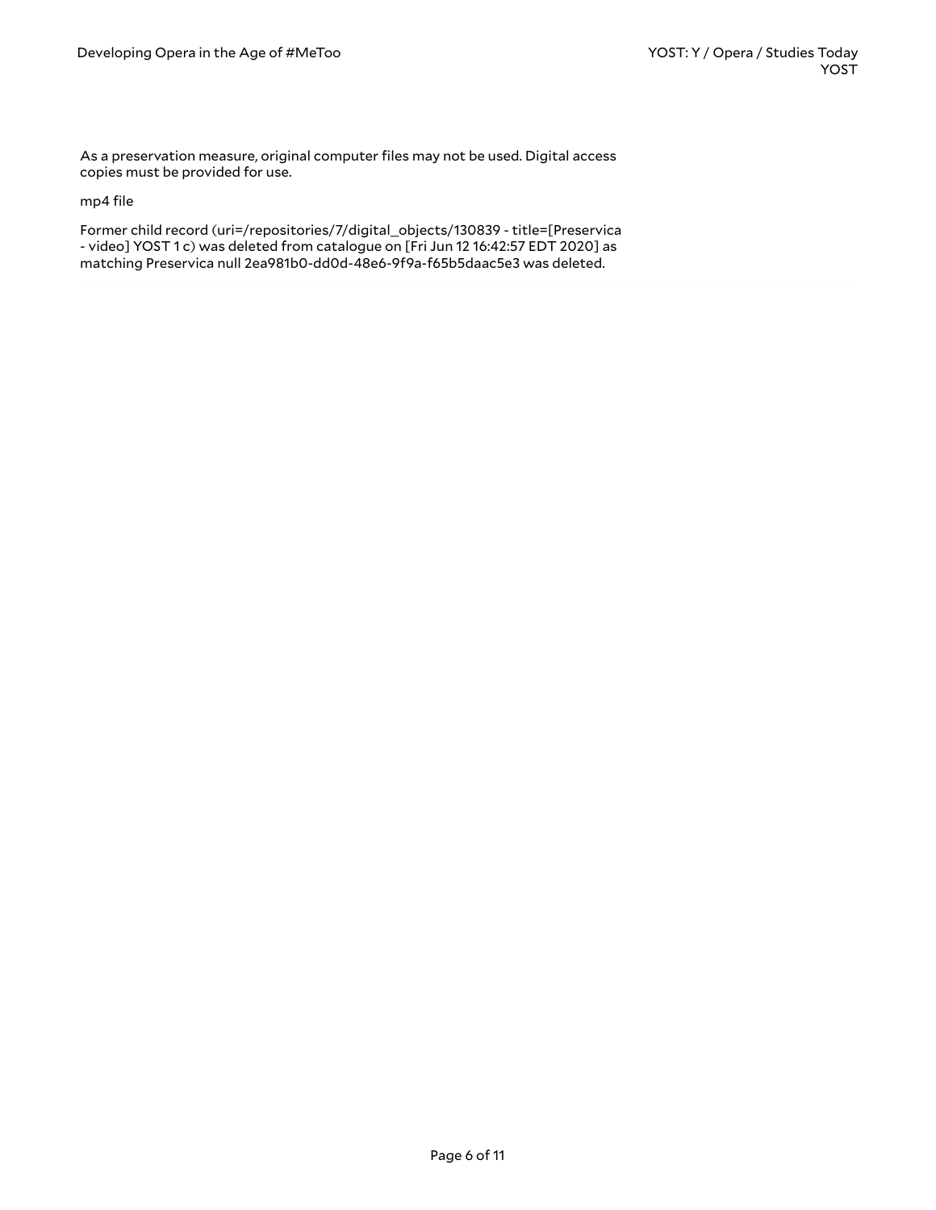As a preservation measure, original computer files may not be used. Digital access copies must be provided for use.

mp4 file

Former child record (uri=/repositories/7/digital_objects/130839 - title=[Preservica - video] YOST 1 c) was deleted from catalogue on [Fri Jun 12 16:42:57 EDT 2020] as matching Preservica null 2ea981b0-dd0d-48e6-9f9a-f65b5daac5e3 was deleted.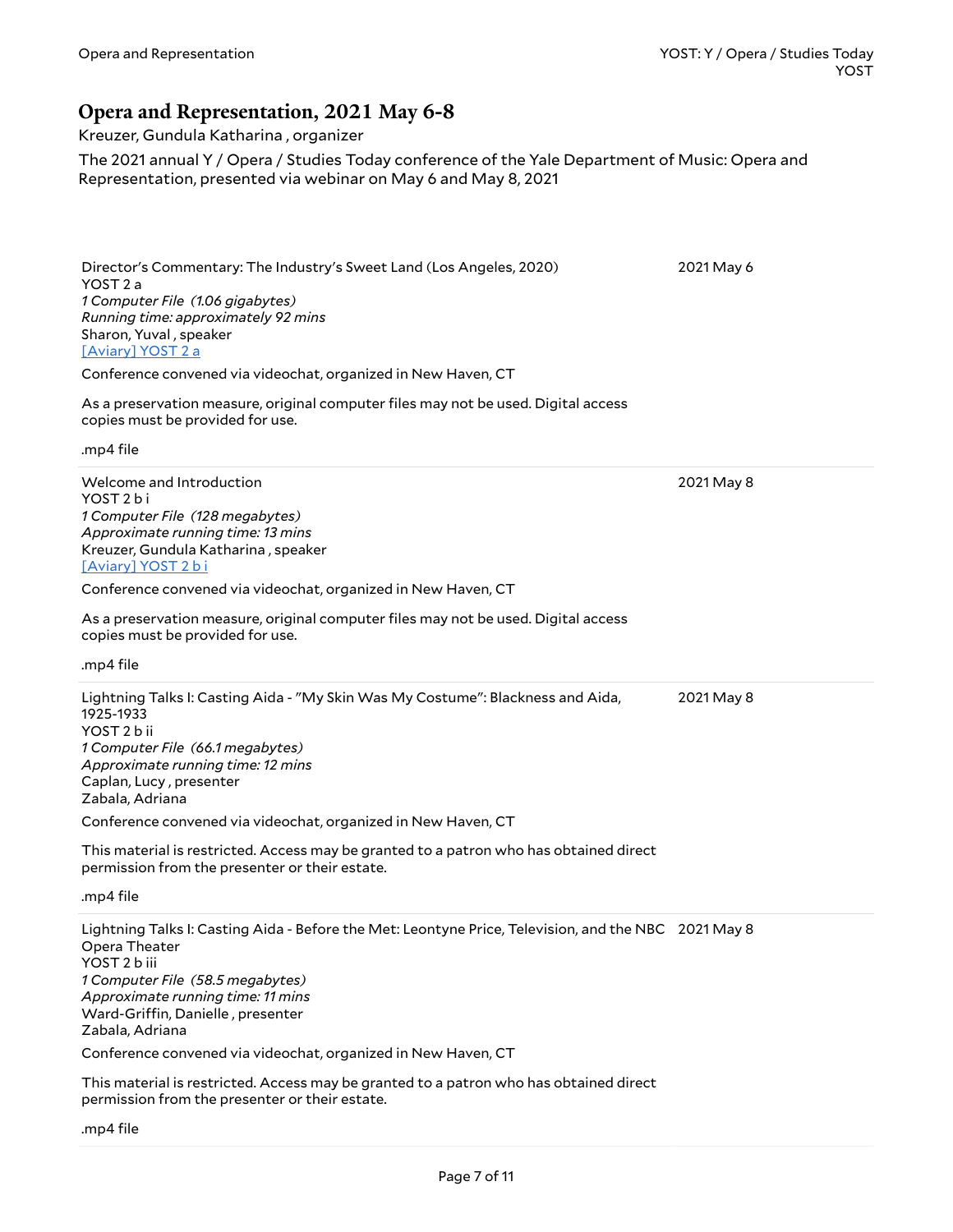# Opera and Representation, 2021 May 6-8

Kreuzer, Gundula Katharina , organizer

The 2021 annual Y / Opera / Studies Today conference of the Yale Department of Music: Opera and Representation, presented via webinar on May 6 and May 8, 2021

---

Director's Commentary: The Industry's Sweet Land (Los Angeles, 2020) — 2021 May 6

YOST 2 a

*1 Computer File (1.06 gigabytes)*

*Running time: approximately 92 mins*

Sharon, Yuval , speaker

[Aviary] YOST 2 a

Conference convened via videochat, organized in New Haven, CT

As a preservation measure, original computer files may not be used. Digital access copies must be provided for use.

.mp4 file

---

Welcome and Introduction — 2021 May 8

YOST 2 b i

*1 Computer File (128 megabytes)*

*Approximate running time: 13 mins*

Kreuzer, Gundula Katharina , speaker

[Aviary] YOST 2 b i

Conference convened via videochat, organized in New Haven, CT

As a preservation measure, original computer files may not be used. Digital access copies must be provided for use.

.mp4 file

---

Lightning Talks I: Casting Aida - "My Skin Was My Costume": Blackness and Aida, 1925-1933 — 2021 May 8

YOST 2 b ii

*1 Computer File (66.1 megabytes)*

*Approximate running time: 12 mins*

Caplan, Lucy , presenter

Zabala, Adriana

Conference convened via videochat, organized in New Haven, CT

This material is restricted. Access may be granted to a patron who has obtained direct permission from the presenter or their estate.

.mp4 file

---

Lightning Talks I: Casting Aida - Before the Met: Leontyne Price, Television, and the NBC Opera Theater — 2021 May 8

YOST 2 b iii

*1 Computer File (58.5 megabytes)*

*Approximate running time: 11 mins*

Ward-Griffin, Danielle , presenter

Zabala, Adriana

Conference convened via videochat, organized in New Haven, CT

This material is restricted. Access may be granted to a patron who has obtained direct permission from the presenter or their estate.

.mp4 file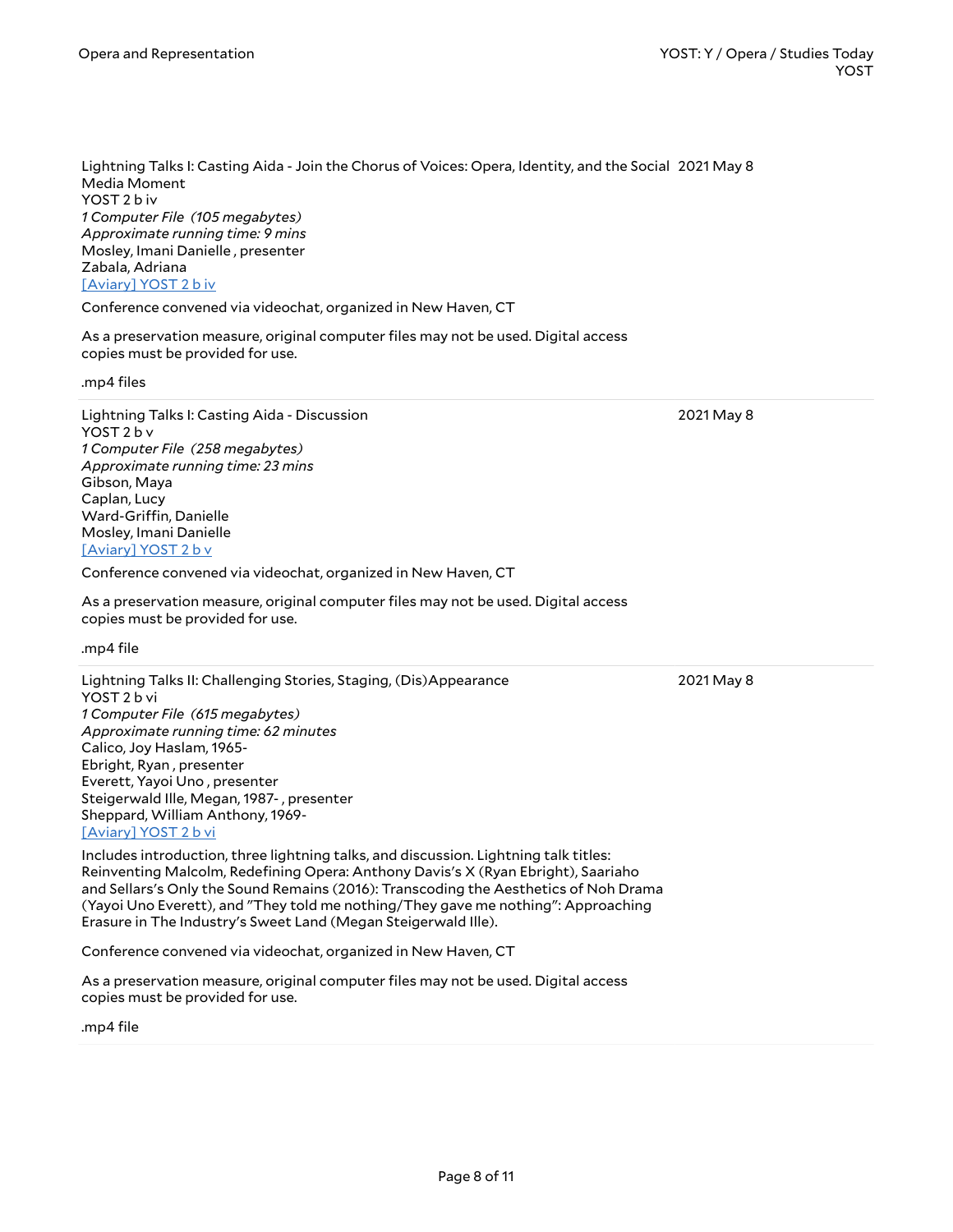Lightning Talks I: Casting Aida - Join the Chorus of Voices: Opera, Identity, and the Social Media Moment — 2021 May 8
YOST 2 b iv
*1 Computer File (105 megabytes)*
*Approximate running time: 9 mins*
Mosley, Imani Danielle , presenter
Zabala, Adriana
[Aviary] YOST 2 b iv

Conference convened via videochat, organized in New Haven, CT

As a preservation measure, original computer files may not be used. Digital access copies must be provided for use.

.mp4 files

---

Lightning Talks I: Casting Aida - Discussion — 2021 May 8
YOST 2 b v
*1 Computer File (258 megabytes)*
*Approximate running time: 23 mins*
Gibson, Maya
Caplan, Lucy
Ward-Griffin, Danielle
Mosley, Imani Danielle
[Aviary] YOST 2 b v

Conference convened via videochat, organized in New Haven, CT

As a preservation measure, original computer files may not be used. Digital access copies must be provided for use.

.mp4 file

---

Lightning Talks II: Challenging Stories, Staging, (Dis)Appearance — 2021 May 8
YOST 2 b vi
*1 Computer File (615 megabytes)*
*Approximate running time: 62 minutes*
Calico, Joy Haslam, 1965-
Ebright, Ryan , presenter
Everett, Yayoi Uno , presenter
Steigerwald Ille, Megan, 1987- , presenter
Sheppard, William Anthony, 1969-
[Aviary] YOST 2 b vi

Includes introduction, three lightning talks, and discussion. Lightning talk titles: Reinventing Malcolm, Redefining Opera: Anthony Davis's X (Ryan Ebright), Saariaho and Sellars's Only the Sound Remains (2016): Transcoding the Aesthetics of Noh Drama (Yayoi Uno Everett), and "They told me nothing/They gave me nothing": Approaching Erasure in The Industry's Sweet Land (Megan Steigerwald Ille).

Conference convened via videochat, organized in New Haven, CT

As a preservation measure, original computer files may not be used. Digital access copies must be provided for use.

.mp4 file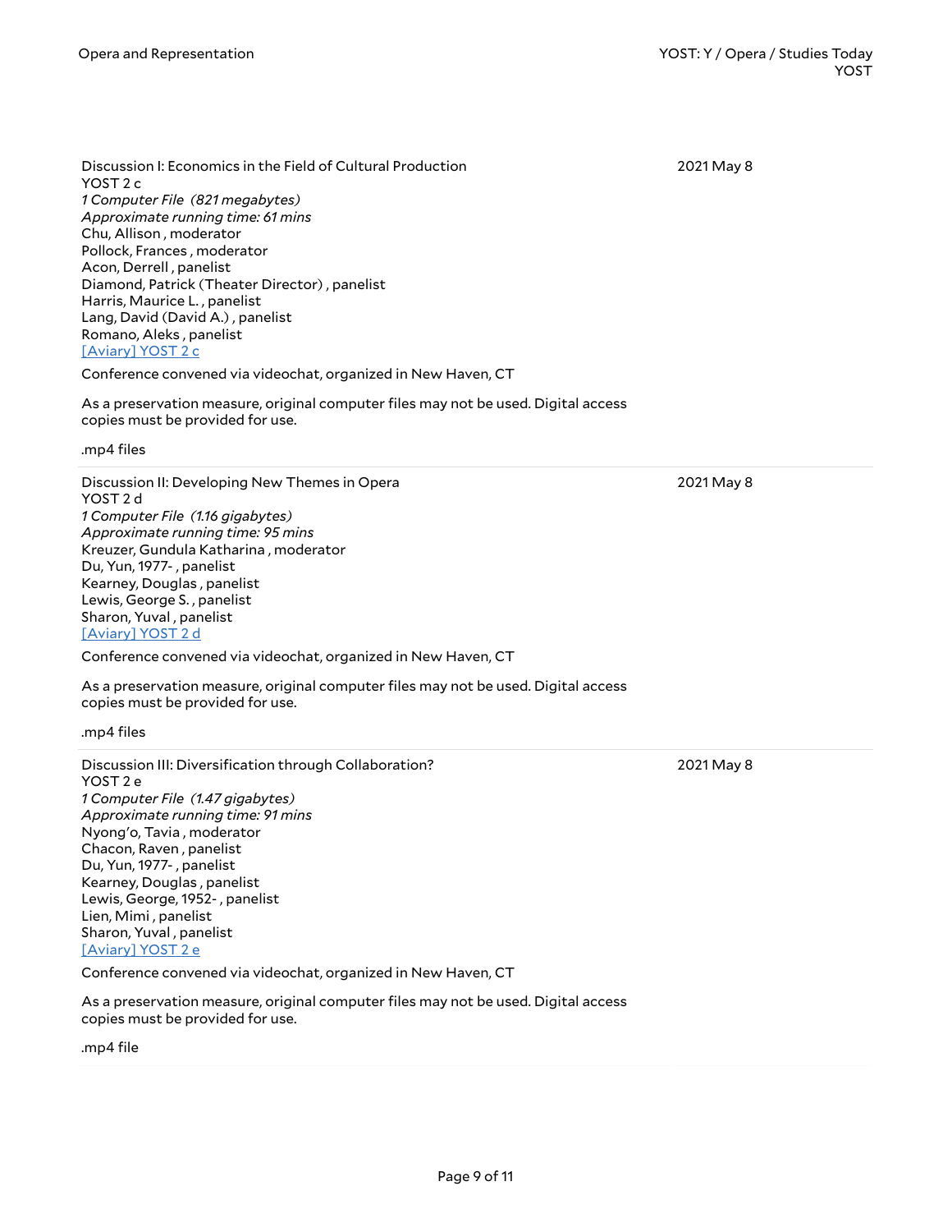Discussion I: Economics in the Field of Cultural Production
YOST 2 c
*1 Computer File (821 megabytes)*
*Approximate running time: 61 mins*
Chu, Allison , moderator
Pollock, Frances , moderator
Acon, Derrell , panelist
Diamond, Patrick (Theater Director) , panelist
Harris, Maurice L. , panelist
Lang, David (David A.) , panelist
Romano, Aleks , panelist
[Aviary] YOST 2 c

2021 May 8

Conference convened via videochat, organized in New Haven, CT

As a preservation measure, original computer files may not be used. Digital access copies must be provided for use.

.mp4 files

---

Discussion II: Developing New Themes in Opera
YOST 2 d
*1 Computer File (1.16 gigabytes)*
*Approximate running time: 95 mins*
Kreuzer, Gundula Katharina , moderator
Du, Yun, 1977- , panelist
Kearney, Douglas , panelist
Lewis, George S. , panelist
Sharon, Yuval , panelist
[Aviary] YOST 2 d

2021 May 8

Conference convened via videochat, organized in New Haven, CT

As a preservation measure, original computer files may not be used. Digital access copies must be provided for use.

.mp4 files

---

Discussion III: Diversification through Collaboration?
YOST 2 e
*1 Computer File (1.47 gigabytes)*
*Approximate running time: 91 mins*
Nyong'o, Tavia , moderator
Chacon, Raven , panelist
Du, Yun, 1977- , panelist
Kearney, Douglas , panelist
Lewis, George, 1952- , panelist
Lien, Mimi , panelist
Sharon, Yuval , panelist
[Aviary] YOST 2 e

2021 May 8

Conference convened via videochat, organized in New Haven, CT

As a preservation measure, original computer files may not be used. Digital access copies must be provided for use.

.mp4 file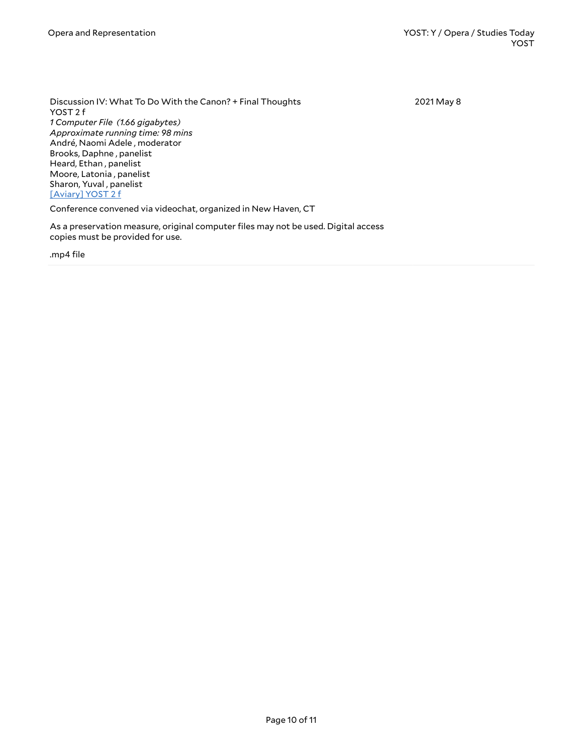Discussion IV: What To Do With the Canon? + Final Thoughts

2021 May 8

YOST 2 f

*1 Computer File (1.66 gigabytes)*

*Approximate running time: 98 mins*

André, Naomi Adele , moderator

Brooks, Daphne , panelist

Heard, Ethan , panelist

Moore, Latonia , panelist

Sharon, Yuval , panelist

[Aviary] YOST 2 f

Conference convened via videochat, organized in New Haven, CT

As a preservation measure, original computer files may not be used. Digital access copies must be provided for use.

.mp4 file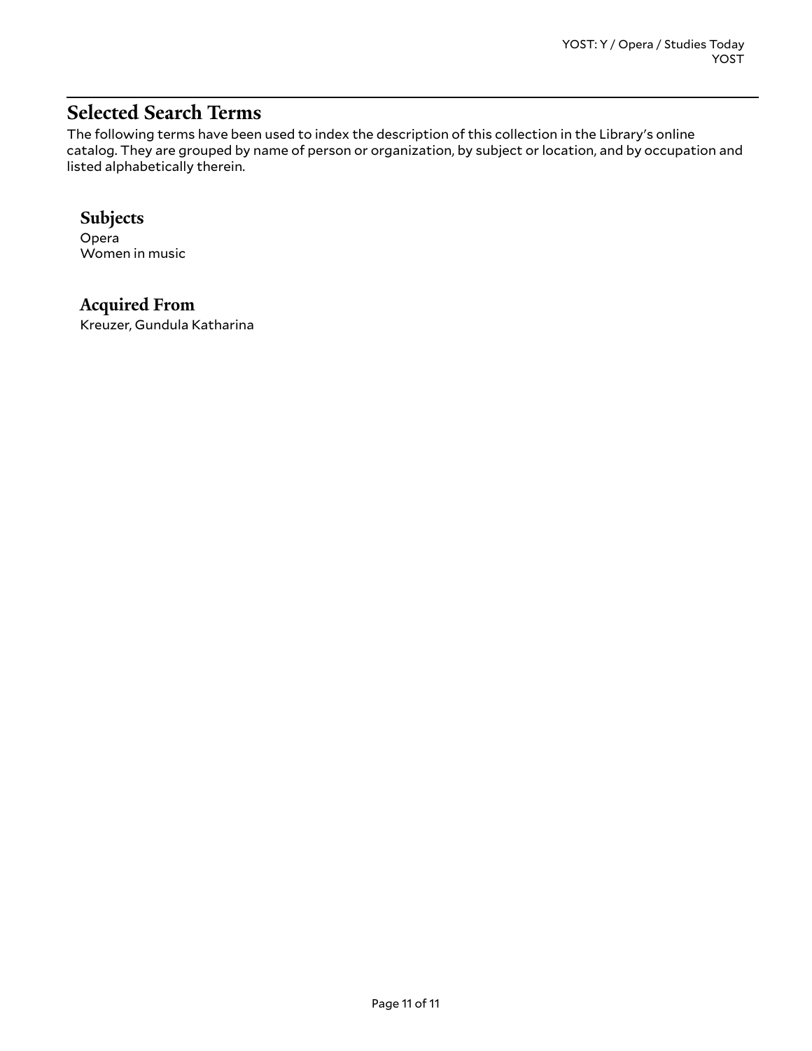## Selected Search Terms

The following terms have been used to index the description of this collection in the Library's online catalog. They are grouped by name of person or organization, by subject or location, and by occupation and listed alphabetically therein.

### Subjects

Opera
Women in music

### Acquired From

Kreuzer, Gundula Katharina